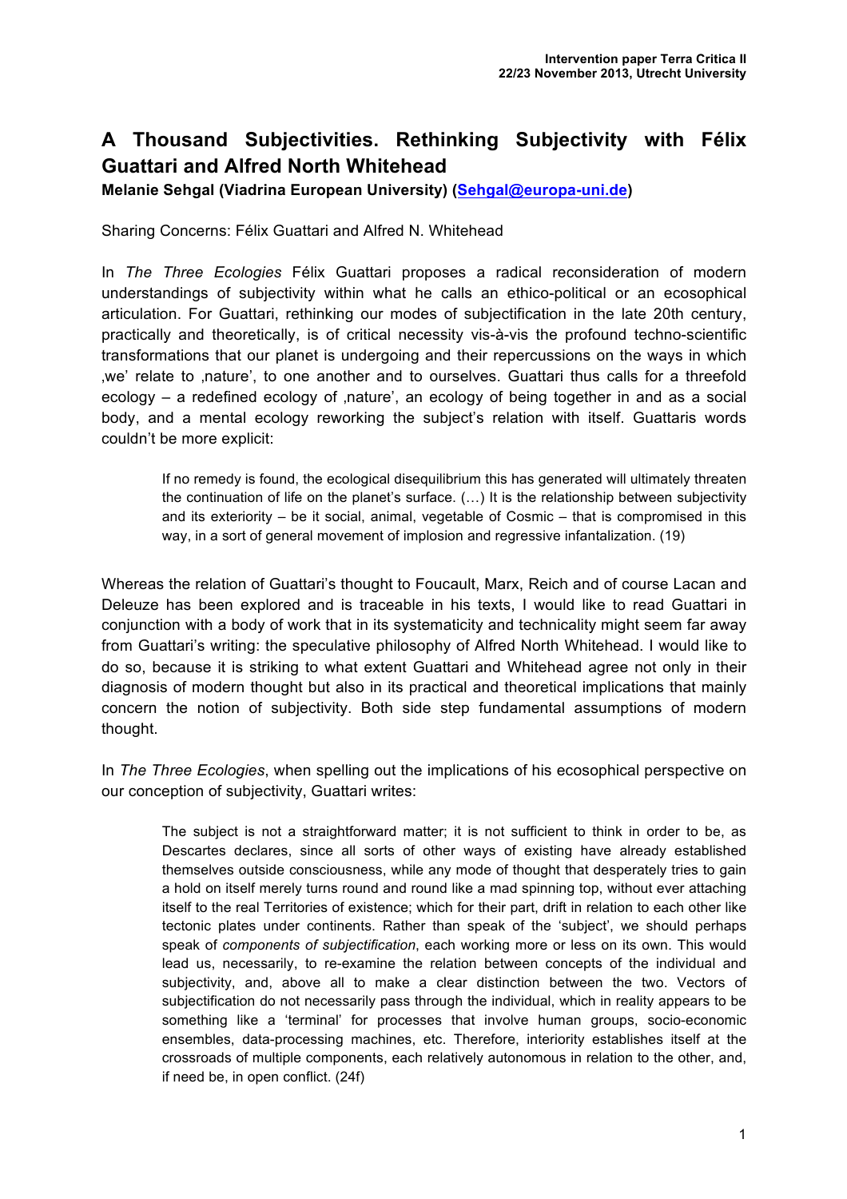# A Thousand Subjectivities. Rethinking Subjectivity with Félix Guattari and Alfred North Whitehead

**Melanie Sehgal (Viadrina European University) (Sehgal@europa-uni.de)**

Sharing Concerns: Félix Guattari and Alfred N. Whitehead

In *The Three Ecologies* Félix Guattari proposes a radical reconsideration of modern understandings of subjectivity within what he calls an ethico-political or an ecosophical articulation. For Guattari, rethinking our modes of subjectification in the late 20th century, practically and theoretically, is of critical necessity vis-à-vis the profound techno-scientific transformations that our planet is undergoing and their repercussions on the ways in which ‚we' relate to ‚nature', to one another and to ourselves. Guattari thus calls for a threefold ecology – a redefined ecology of ‚nature', an ecology of being together in and as a social body, and a mental ecology reworking the subject's relation with itself. Guattaris words couldn't be more explicit:

> If no remedy is found, the ecological disequilibrium this has generated will ultimately threaten the continuation of life on the planet's surface. (…) It is the relationship between subjectivity and its exteriority – be it social, animal, vegetable or Cosmic – that is compromised in this way, in a sort of general movement of implosion and regressive infantalization. (19)

Whereas the relation of Guattari's thought to Foucault, Marx, Reich and of course Lacan and Deleuze has been explored and is traceable in his texts, I would like to read Guattari in conjunction with a body of work that in its systematicity and technicality might seem far away from Guattari's writing: the speculative philosophy of Alfred North Whitehead. I would like to do so, because it is striking to what extent Guattari and Whitehead agree not only in their diagnosis of modern thought but also in its practical and theoretical implications that mainly concern the notion of subjectivity. Both side step fundamental assumptions of modern thought.

In *The Three Ecologies*, when spelling out the implications of his ecosophical perspective on our conception of subjectivity, Guattari writes:

> The subject is not a straightforward matter; it is not sufficient to think in order to be, as Descartes declares, since all sorts of other ways of existing have already established themselves outside consciousness, while any mode of thought that desperately tries to gain a hold on itself merely turns round and round like a mad spinning top, without ever attaching itself to the real Territories of existence; which for their part, drift in relation to each other like tectonic plates under continents. Rather than speak of the 'subject', we should perhaps speak of *components of subjectification*, each working more or less on its own. This would lead us, necessarily, to re-examine the relation between concepts of the individual and subjectivity, and, above all to make a clear distinction between the two. Vectors of subjectification do not necessarily pass through the individual, which in reality appears to be something like a 'terminal' for processes that involve human groups, socio-economic ensembles, data-processing machines, etc. Therefore, interiority establishes itself at the crossroads of multiple components, each relatively autonomous in relation to the other, and, if need be, in open conflict. (24f)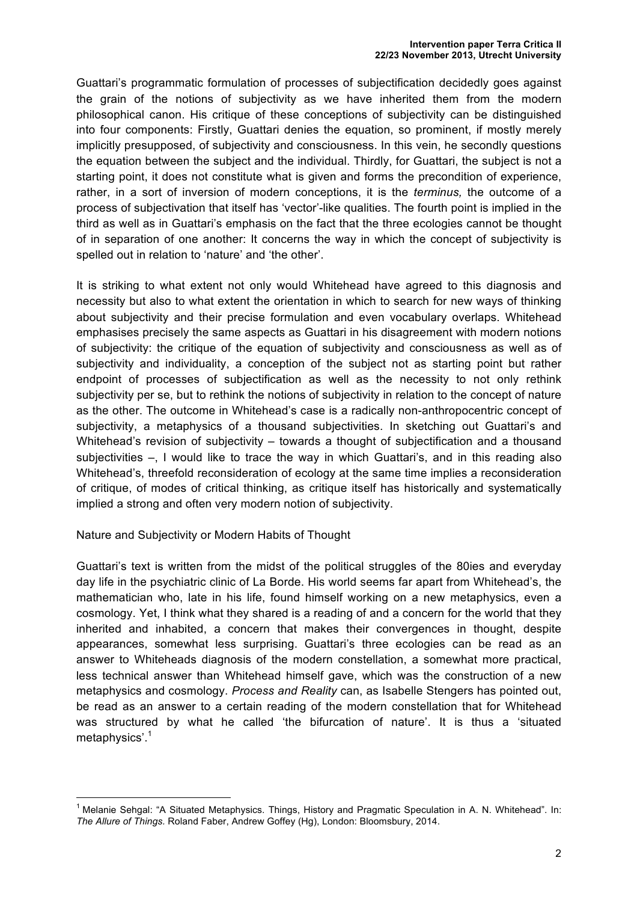Guattari's programmatic formulation of processes of subjectification decidedly goes against the grain of the notions of subjectivity as we have inherited them from the modern philosophical canon. His critique of these conceptions of subjectivity can be distinguished into four components: Firstly, Guattari denies the equation, so prominent, if mostly merely implicitly presupposed, of subjectivity and consciousness. In this vein, he secondly questions the equation between the subject and the individual. Thirdly, for Guattari, the subject is not a starting point, it does not constitute what is given and forms the precondition of experience, rather, in a sort of inversion of modern conceptions, it is the *terminus,* the outcome of a process of subjectivation that itself has 'vector'-like qualities. The fourth point is implied in the third as well as in Guattari's emphasis on the fact that the three ecologies cannot be thought of in separation of one another: It concerns the way in which the concept of subjectivity is spelled out in relation to 'nature' and 'the other'.

It is striking to what extent not only would Whitehead have agreed to this diagnosis and necessity but also to what extent the orientation in which to search for new ways of thinking about subjectivity and their precise formulation and even vocabulary overlaps. Whitehead emphasises precisely the same aspects as Guattari in his disagreement with modern notions of subjectivity: the critique of the equation of subjectivity and consciousness as well as of subjectivity and individuality, a conception of the subject not as starting point but rather endpoint of processes of subjectification as well as the necessity to not only rethink subjectivity per se, but to rethink the notions of subjectivity in relation to the concept of nature as the other. The outcome in Whitehead's case is a radically non-anthropocentric concept of subjectivity, a metaphysics of a thousand subjectivities. In sketching out Guattari's and Whitehead's revision of subjectivity – towards a thought of subjectification and a thousand subjectivities –, I would like to trace the way in which Guattari's, and in this reading also Whitehead's, threefold reconsideration of ecology at the same time implies a reconsideration of critique, of modes of critical thinking, as critique itself has historically and systematically implied a strong and often very modern notion of subjectivity.

Nature and Subjectivity or Modern Habits of Thought

Guattari's text is written from the midst of the political struggles of the 80ies and everyday day life in the psychiatric clinic of La Borde. His world seems far apart from Whitehead's, the mathematician who, late in his life, found himself working on a new metaphysics, even a cosmology. Yet, I think what they shared is a reading of and a concern for the world that they inherited and inhabited, a concern that makes their convergences in thought, despite appearances, somewhat less surprising. Guattari's three ecologies can be read as an answer to Whiteheads diagnosis of the modern constellation, a somewhat more practical, less technical answer than Whitehead himself gave, which was the construction of a new metaphysics and cosmology. *Process and Reality* can, as Isabelle Stengers has pointed out, be read as an answer to a certain reading of the modern constellation that for Whitehead was structured by what he called 'the bifurcation of nature'. It is thus a 'situated metaphysics'.[1]

---

[1] Melanie Sehgal: "A Situated Metaphysics. Things, History and Pragmatic Speculation in A. N. Whitehead". In: *The Allure of Things*. Roland Faber, Andrew Goffey (Hg), London: Bloomsbury, 2014.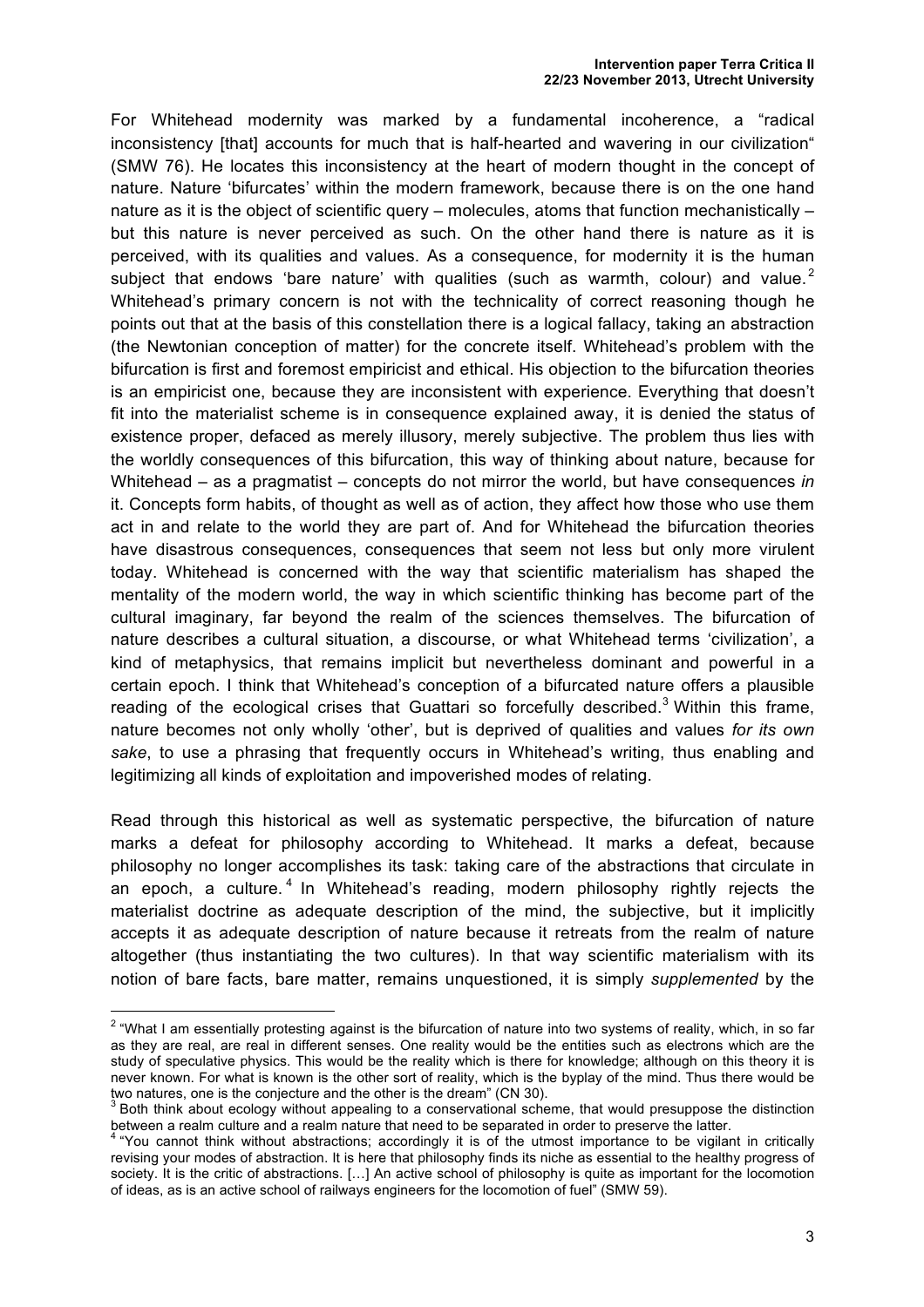For Whitehead modernity was marked by a fundamental incoherence, a "radical inconsistency [that] accounts for much that is half-hearted and wavering in our civilization" (SMW 76). He locates this inconsistency at the heart of modern thought in the concept of nature. Nature 'bifurcates' within the modern framework, because there is on the one hand nature as it is the object of scientific query – molecules, atoms that function mechanistically – but this nature is never perceived as such. On the other hand there is nature as it is perceived, with its qualities and values. As a consequence, for modernity it is the human subject that endows 'bare nature' with qualities (such as warmth, colour) and value.[2] Whitehead's primary concern is not with the technicality of correct reasoning though he points out that at the basis of this constellation there is a logical fallacy, taking an abstraction (the Newtonian conception of matter) for the concrete itself. Whitehead's problem with the bifurcation is first and foremost empiricist and ethical. His objection to the bifurcation theories is an empiricist one, because they are inconsistent with experience. Everything that doesn't fit into the materialist scheme is in consequence explained away, it is denied the status of existence proper, defaced as merely illusory, merely subjective. The problem thus lies with the worldly consequences of this bifurcation, this way of thinking about nature, because for Whitehead – as a pragmatist – concepts do not mirror the world, but have consequences *in* it. Concepts form habits, of thought as well as of action, they affect how those who use them act in and relate to the world they are part of. And for Whitehead the bifurcation theories have disastrous consequences, consequences that seem not less but only more virulent today. Whitehead is concerned with the way that scientific materialism has shaped the mentality of the modern world, the way in which scientific thinking has become part of the cultural imaginary, far beyond the realm of the sciences themselves. The bifurcation of nature describes a cultural situation, a discourse, or what Whitehead terms 'civilization', a kind of metaphysics, that remains implicit but nevertheless dominant and powerful in a certain epoch. I think that Whitehead's conception of a bifurcated nature offers a plausible reading of the ecological crises that Guattari so forcefully described.[3] Within this frame, nature becomes not only wholly 'other', but is deprived of qualities and values *for its own sake*, to use a phrasing that frequently occurs in Whitehead's writing, thus enabling and legitimizing all kinds of exploitation and impoverished modes of relating.

Read through this historical as well as systematic perspective, the bifurcation of nature marks a defeat for philosophy according to Whitehead. It marks a defeat, because philosophy no longer accomplishes its task: taking care of the abstractions that circulate in an epoch, a culture.[4] In Whitehead's reading, modern philosophy rightly rejects the materialist doctrine as adequate description of the mind, the subjective, but it implicitly accepts it as adequate description of nature because it retreats from the realm of nature altogether (thus instantiating the two cultures). In that way scientific materialism with its notion of bare facts, bare matter, remains unquestioned, it is simply *supplemented* by the

---

[2] "What I am essentially protesting against is the bifurcation of nature into two systems of reality, which, in so far as they are real, are real in different senses. One reality would be the entities such as electrons which are the study of speculative physics. This would be the reality which is there for knowledge; although on this theory it is never known. For what is known is the other sort of reality, which is the byplay of the mind. Thus there would be two natures, one is the conjecture and the other is the dream" (CN 30).

[3] Both think about ecology without appealing to a conservational scheme, that would presuppose the distinction between a realm culture and a realm nature that need to be separated in order to preserve the latter.

[4] "You cannot think without abstractions; accordingly it is of the utmost importance to be vigilant in critically revising your modes of abstraction. It is here that philosophy finds its niche as essential to the healthy progress of society. It is the critic of abstractions. […] An active school of philosophy is quite as important for the locomotion of ideas, as is an active school of railways engineers for the locomotion of fuel" (SMW 59).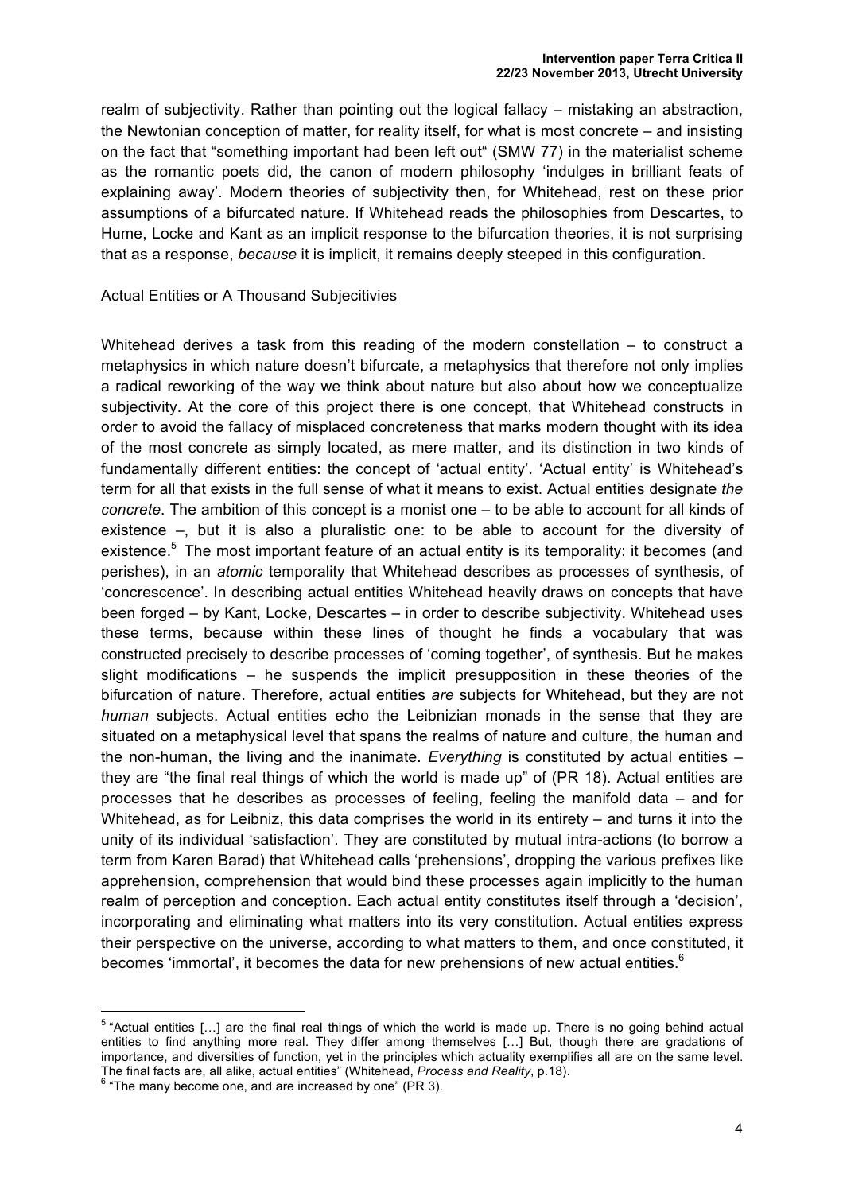realm of subjectivity. Rather than pointing out the logical fallacy – mistaking an abstraction, the Newtonian conception of matter, for reality itself, for what is most concrete – and insisting on the fact that "something important had been left out" (SMW 77) in the materialist scheme as the romantic poets did, the canon of modern philosophy 'indulges in brilliant feats of explaining away'. Modern theories of subjectivity then, for Whitehead, rest on these prior assumptions of a bifurcated nature. If Whitehead reads the philosophies from Descartes, to Hume, Locke and Kant as an implicit response to the bifurcation theories, it is not surprising that as a response, *because* it is implicit, it remains deeply steeped in this configuration.

## Actual Entities or A Thousand Subjecitivies

Whitehead derives a task from this reading of the modern constellation – to construct a metaphysics in which nature doesn't bifurcate, a metaphysics that therefore not only implies a radical reworking of the way we think about nature but also about how we conceptualize subjectivity. At the core of this project there is one concept, that Whitehead constructs in order to avoid the fallacy of misplaced concreteness that marks modern thought with its idea of the most concrete as simply located, as mere matter, and its distinction in two kinds of fundamentally different entities: the concept of 'actual entity'. 'Actual entity' is Whitehead's term for all that exists in the full sense of what it means to exist. Actual entities designate *the concrete*. The ambition of this concept is a monist one – to be able to account for all kinds of existence –, but it is also a pluralistic one: to be able to account for the diversity of existence.[5] The most important feature of an actual entity is its temporality: it becomes (and perishes), in an *atomic* temporality that Whitehead describes as processes of synthesis, of 'concrescence'. In describing actual entities Whitehead heavily draws on concepts that have been forged – by Kant, Locke, Descartes – in order to describe subjectivity. Whitehead uses these terms, because within these lines of thought he finds a vocabulary that was constructed precisely to describe processes of 'coming together', of synthesis. But he makes slight modifications – he suspends the implicit presupposition in these theories of the bifurcation of nature. Therefore, actual entities *are* subjects for Whitehead, but they are not *human* subjects. Actual entities echo the Leibnizian monads in the sense that they are situated on a metaphysical level that spans the realms of nature and culture, the human and the non-human, the living and the inanimate. *Everything* is constituted by actual entities – they are "the final real things of which the world is made up" of (PR 18). Actual entities are processes that he describes as processes of feeling, feeling the manifold data – and for Whitehead, as for Leibniz, this data comprises the world in its entirety – and turns it into the unity of its individual 'satisfaction'. They are constituted by mutual intra-actions (to borrow a term from Karen Barad) that Whitehead calls 'prehensions', dropping the various prefixes like apprehension, comprehension that would bind these processes again implicitly to the human realm of perception and conception. Each actual entity constitutes itself through a 'decision', incorporating and eliminating what matters into its very constitution. Actual entities express their perspective on the universe, according to what matters to them, and once constituted, it becomes 'immortal', it becomes the data for new prehensions of new actual entities.[6]

---

[5] "Actual entities […] are the final real things of which the world is made up. There is no going behind actual entities to find anything more real. They differ among themselves […] But, though there are gradations of importance, and diversities of function, yet in the principles which actuality exemplifies all are on the same level. The final facts are, all alike, actual entities" (Whitehead, *Process and Reality*, p.18).

[6] "The many become one, and are increased by one" (PR 3).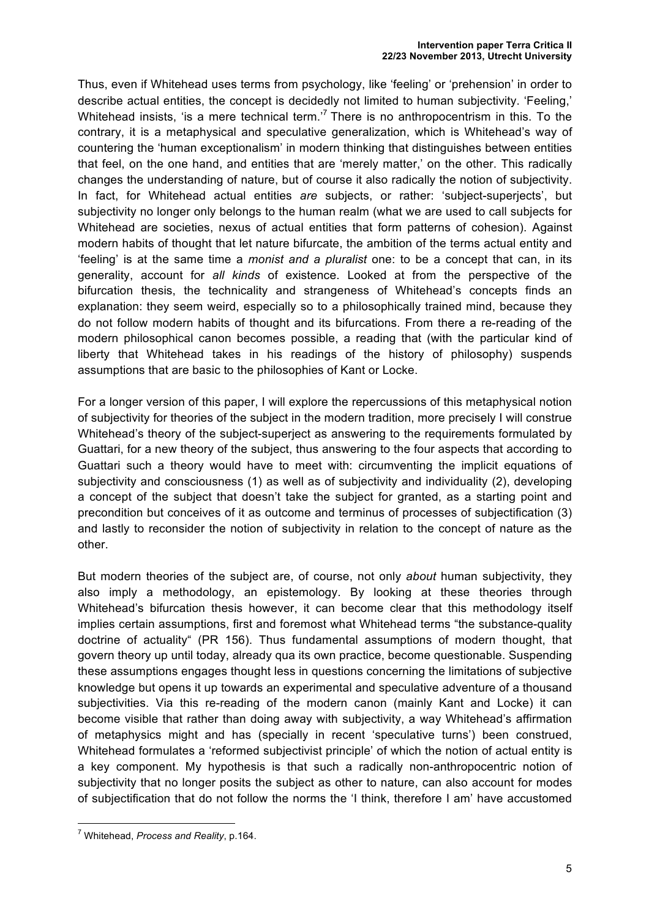Thus, even if Whitehead uses terms from psychology, like 'feeling' or 'prehension' in order to describe actual entities, the concept is decidedly not limited to human subjectivity. 'Feeling,' Whitehead insists, 'is a mere technical term.'[7] There is no anthropocentrism in this. To the contrary, it is a metaphysical and speculative generalization, which is Whitehead's way of countering the 'human exceptionalism' in modern thinking that distinguishes between entities that feel, on the one hand, and entities that are 'merely matter,' on the other. This radically changes the understanding of nature, but of course it also radically the notion of subjectivity. In fact, for Whitehead actual entities *are* subjects, or rather: 'subject-superjects', but subjectivity no longer only belongs to the human realm (what we are used to call subjects for Whitehead are societies, nexus of actual entities that form patterns of cohesion). Against modern habits of thought that let nature bifurcate, the ambition of the terms actual entity and 'feeling' is at the same time a *monist and a pluralist* one: to be a concept that can, in its generality, account for *all kinds* of existence. Looked at from the perspective of the bifurcation thesis, the technicality and strangeness of Whitehead's concepts finds an explanation: they seem weird, especially so to a philosophically trained mind, because they do not follow modern habits of thought and its bifurcations. From there a re-reading of the modern philosophical canon becomes possible, a reading that (with the particular kind of liberty that Whitehead takes in his readings of the history of philosophy) suspends assumptions that are basic to the philosophies of Kant or Locke.

For a longer version of this paper, I will explore the repercussions of this metaphysical notion of subjectivity for theories of the subject in the modern tradition, more precisely I will construe Whitehead's theory of the subject-superject as answering to the requirements formulated by Guattari, for a new theory of the subject, thus answering to the four aspects that according to Guattari such a theory would have to meet with: circumventing the implicit equations of subjectivity and consciousness (1) as well as of subjectivity and individuality (2), developing a concept of the subject that doesn't take the subject for granted, as a starting point and precondition but conceives of it as outcome and terminus of processes of subjectification (3) and lastly to reconsider the notion of subjectivity in relation to the concept of nature as the other.

But modern theories of the subject are, of course, not only *about* human subjectivity, they also imply a methodology, an epistemology. By looking at these theories through Whitehead's bifurcation thesis however, it can become clear that this methodology itself implies certain assumptions, first and foremost what Whitehead terms "the substance-quality doctrine of actuality" (PR 156). Thus fundamental assumptions of modern thought, that govern theory up until today, already qua its own practice, become questionable. Suspending these assumptions engages thought less in questions concerning the limitations of subjective knowledge but opens it up towards an experimental and speculative adventure of a thousand subjectivities. Via this re-reading of the modern canon (mainly Kant and Locke) it can become visible that rather than doing away with subjectivity, a way Whitehead's affirmation of metaphysics might and has (specially in recent 'speculative turns') been construed, Whitehead formulates a 'reformed subjectivist principle' of which the notion of actual entity is a key component. My hypothesis is that such a radically non-anthropocentric notion of subjectivity that no longer posits the subject as other to nature, can also account for modes of subjectification that do not follow the norms the 'I think, therefore I am' have accustomed

[7] Whitehead, *Process and Reality*, p.164.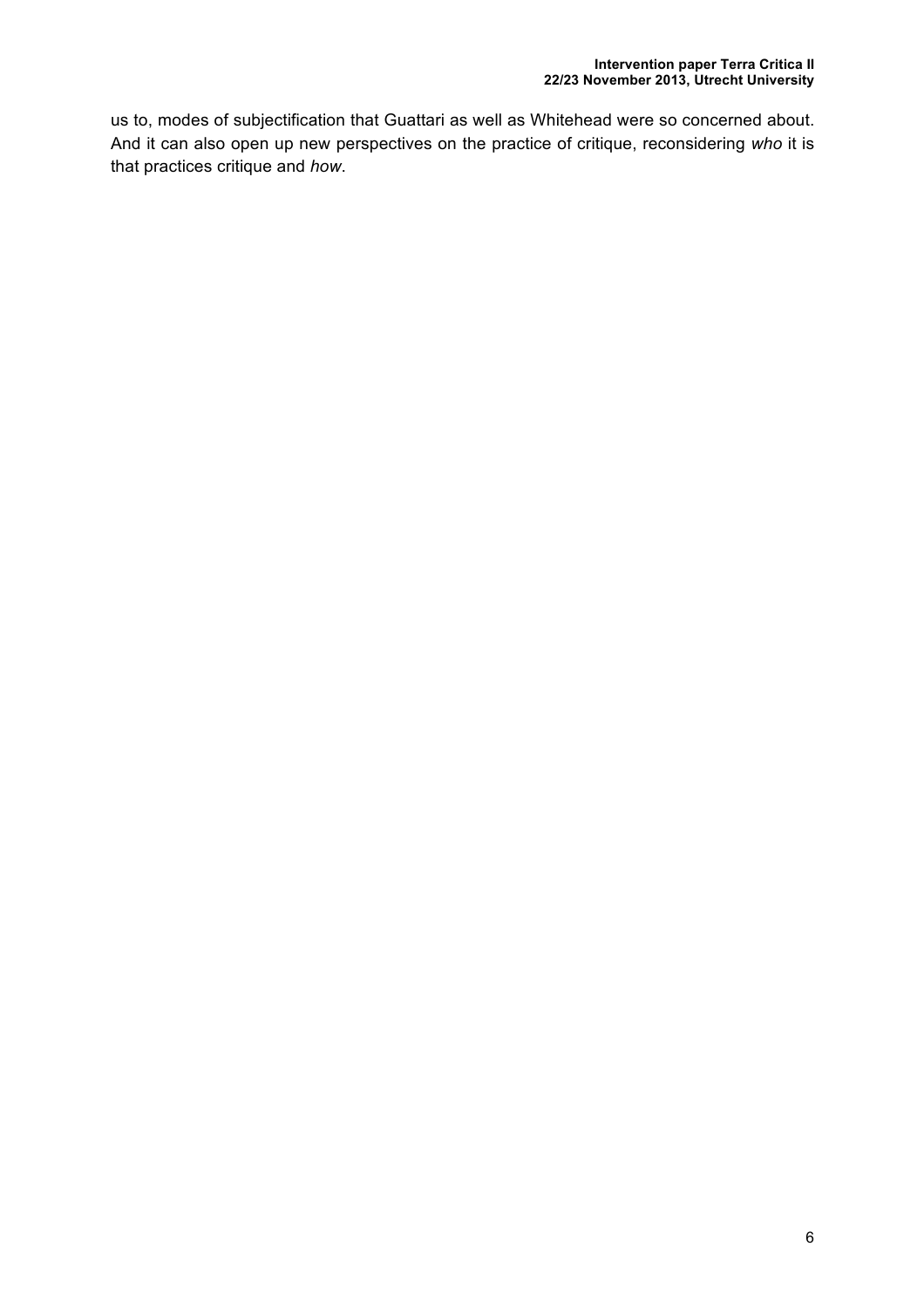us to, modes of subjectification that Guattari as well as Whitehead were so concerned about. And it can also open up new perspectives on the practice of critique, reconsidering *who* it is that practices critique and *how*.